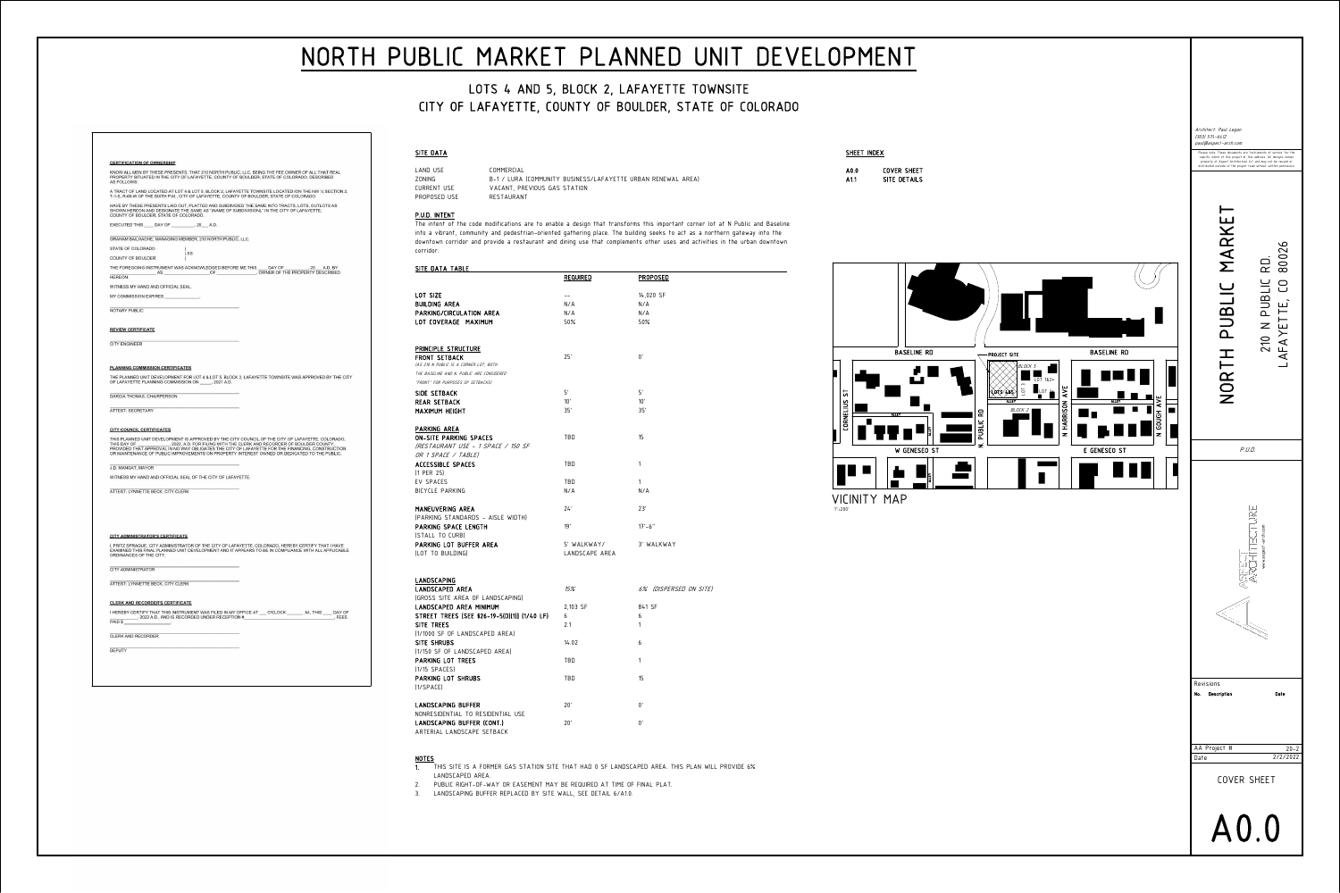# NORTH PUBLIC MARKET PLANNED UNIT DEVELOPMENT

## LOTS 4 AND 5, BLOCK 2, LAFAYETTE TOWNSITE
## CITY OF LAFAYETTE, COUNTY OF BOULDER, STATE OF COLORADO

### CERTIFICATION OF OWNERSHIP

KNOW ALL MEN BY THESE PRESENTS, THAT 210 NORTH PUBLIC, LLC, BEING THE FEE OWNER OF ALL THAT REAL PROPERTY SITUATED IN THE CITY OF LAFAYETTE, COUNTY OF BOULDER, STATE OF COLORADO, DESCRIBED AS FOLLOWS:

A TRACT OF LAND LOCATED AT LOT 4 & LOT 5, BLOCK 2, LAFAYETTE TOWNSITE LOCATED ION THE NW ¼ SECTION 3, T-1-S, R-69-W OF THE SIXTH P.M., CITY OF LAFAYETTE, COUNTY OF BOULDER, STATE OF COLORADO

HAVE BY THESE PRESENTS LAID OUT, PLATTED AND SUBDIVIDED THE SAME INTO TRACTS, LOTS, OUTLOTS AS SHOWN HEREON AND DESIGNATE THE SAME AS "(NAME OF SUBDIVISION)" IN THE CITY OF LAFAYETTE, COUNTY OF BOULDER, STATE OF COLORADO.

EXECUTED THIS ___ DAY OF _________, 20__ A.D.

GRAHAM BAUNACHE, MANAGING MEMBER, 210 NORTH PUBLIC, LLC.

STATE OF COLORADO )
) SS
COUNTY OF BOULDER )

THE FOREGOING INSTRUMENT WAS ACKNOWLEDGED BEFORE ME THIS _____ DAY OF ________, 20__ A.D. BY ____________ AS ____________ OF ____________ OWNER OF THE PROPERTY DESCRIBED HEREON.

WITNESS MY HAND AND OFFICIAL SEAL.

MY COMMISSION EXPIRES ____________.

NOTARY PUBLIC

### REVIEW CERTIFICATE

CITY ENGINEER

### PLANNING COMMISSION CERTIFICATE

THE PLANNED UNIT DEVELOPMENT FOR LOT 4 & LOT 5, BLOCK 2, LAFAYETTE TOWNSITE WAS APPROVED BY THE CITY OF LAFAYETTE PLANNING COMMISSION ON _____, 2021 A.D.

GARGA THOMAS, CHAIRPERSON

ATTEST: SECRETARY

### CITY COUNCIL CERTIFICATES

THIS PLANNED UNIT DEVELOPMENT IS APPROVED BY THE CITY COUNCIL OF THE CITY OF LAFAYETTE, COLORADO, THIS DAY OF ____________, 2022, A.D. FOR FILING WITH THE CLERK AND RECORDER OF BOULDER COUNTY, PROVIDED THAT APPROVAL IN NO WAY OBLIGATES THE CITY OF LAFAYETTE FOR THE FINANCING, CONSTRUCTION OR MAINTENANCE OF PUBLIC IMPROVEMENTS ON PROPERTY INTEREST OWNED OR DEDICATED TO THE PUBLIC.

J.D. MANGAT, MAYOR

WITNESS MY HAND AND OFFICIAL SEAL OF THE CITY OF LAFAYETTE.

ATTEST: LYNNETTE BECK, CITY CLERK

### CITY ADMINISTRATOR'S CERTIFICATE

I, FRITZ SPRAGUE, CITY ADMINISTRATOR OF THE CITY OF LAFAYETTE, COLORADO, HEREBY CERTIFY THAT I HAVE EXAMINED THIS FINAL PLANNED UNIT DEVELOPMENT AND IT APPEARS TO BE IN COMPLIANCE WITH ALL APPLICABLE ORDINANCES OF THE CITY.

CITY ADMINISTRATOR

ATTEST: LYNNETTE BECK, CITY CLERK

### CLERK AND RECORDER'S CERTIFICATE

I HEREBY CERTIFY THAT THIS INSTRUMENT WAS FILED IN MY OFFICE AT ___ O'CLOCK _______ M., THIS ____ DAY OF ________, 2022 A.D., AND IS RECORDED UNDER RECEPTION # ____________________, FEES PAID $ ____________.

CLERK AND RECORDER

DEPUTY

### SITE DATA

| | |
|---|---|
| LAND USE | COMMERCIAL |
| ZONING | B-1 / LURA (COMMUNITY BUSINESS/LAFAYETTE URBAN RENEWAL AREA) |
| CURRENT USE | VACANT, PREVIOUS GAS STATION |
| PROPOSED USE | RESTAURANT |

### P.U.D. INTENT

The intent of the code modifications are to enable a design that transforms this important corner lot at N Public and Baseline into a vibrant, community and pedestrian-oriented gathering place. The building seeks to act as a northern gateway into the downtown corridor and provide a restaurant and dining use that complements other uses and activities in the urban downtown corridor.

### SITE DATA TABLE

| | REQUIRED | PROPOSED |
|---|---|---|
| LOT SIZE | -- | 14,020 SF |
| BUILDING AREA | N/A | N/A |
| PARKING/CIRCULATION AREA | N/A | N/A |
| LOT COVERAGE MAXIMUM | 50% | 50% |
| **PRINCIPLE STRUCTURE** | | |
| FRONT SETBACK (AS 210 N PUBLIC IS A CORNER LOT, BOTH THE BASELINE AND N. PUBLIC ARE CONSIDERED "FRONT" FOR PURPOSES OF SETBACKS) | 25' | 0' |
| SIDE SETBACK | 5' | 5' |
| REAR SETBACK | 10' | 10' |
| MAXIMUM HEIGHT | 35' | 35' |
| **PARKING AREA** | | |
| ON-SITE PARKING SPACES (RESTAURANT USE - 1 SPACE / 150 SF OR 1 SPACE / TABLE) | TBD | 15 |
| ACCESSIBLE SPACES (1 PER 25) | TBD | 1 |
| EV SPACES | TBD | 1 |
| BICYCLE PARKING | N/A | N/A |
| MANEUVERING AREA (PARKING STANDARDS - AISLE WIDTH) | 24' | 23' |
| PARKING SPACE LENGTH (STALL TO CURB) | 19' | 17'-6" |
| PARKING LOT BUFFER AREA (LOT TO BUILDING) | 5' WALKWAY/ LANDSCAPE AREA | 3' WALKWAY |
| **LANDSCAPING** | | |
| LANDSCAPED AREA (GROSS SITE AREA OF LANDSCAPING) | 15% | 6% (DISPERSED ON SITE) |
| LANDSCAPED AREA MINIMUM | 2,103 SF | 841 SF |
| STREET TREES (SEE §26-19-5(D)(1)) (1/40 LF) | 6 | 6 |
| SITE TREES (1/1000 SF OF LANDSCAPED AREA) | 2.1 | 1 |
| SITE SHRUBS (1/150 SF OF LANDSCAPED AREA) | 14.02 | 6 |
| PARKING LOT TREES (1/15 SPACES) | TBD | 1 |
| PARKING LOT SHRUBS (1/SPACE) | TBD | 15 |
| LANDSCAPING BUFFER NONRESIDENTIAL TO RESIDENTIAL USE | 20' | 0' |
| LANDSCAPING BUFFER (CONT.) ARTERIAL LANDSCAPE SETBACK | 20' | 0' |

### NOTES

1. THIS SITE IS A FORMER GAS STATION SITE THAT HAD 0 SF LANDSCAPED AREA. THIS PLAN WILL PROVIDE 6% LANDSCAPED AREA.
2. PUBLIC RIGHT-OF-WAY OR EASEMENT MAY BE REQUIRED AT TIME OF FINAL PLAT.
3. LANDSCAPING BUFFER REPLACED BY SITE WALL, SEE DETAIL 6/A1.0.

### SHEET INDEX

| | |
|---|---|
| A0.0 | COVER SHEET |
| A1.1 | SITE DETAILS |

BASELINE RD — PROJECT SITE — BASELINE RD
BLOCK 5 — LOT 162+ — LOTS 4&5 — LOT 3 — LOT 2 — BLOCK 2 — ALLEY
CORNELIUS ST — N. PUBLIC RD — N HARRISON AVE — N GOUGH AVE
W GENESEO ST — E GENESEO ST

VICINITY MAP
1"=200'

Architect: Paul Logan
(303) 571-6612
paul@aspect-arch.com

Please note: These documents are 'instruments of service' for the specific intent of this project at this address. All designs remain property of Aspect Architecture LLC and may not be reused or distributed outside of the project team without written permission.

NORTH PUBLIC MARKET
210 N PUBLIC RD.
LAFAYETTE, CO 80026

P.U.D.

ASPECT ARCHITECTURE
www.aspect-arch.com

Revisions

| No. | Description | Date |
|---|---|---|
| | | |

AA Project # 20-2
Date 2/2/2022

COVER SHEET

A0.0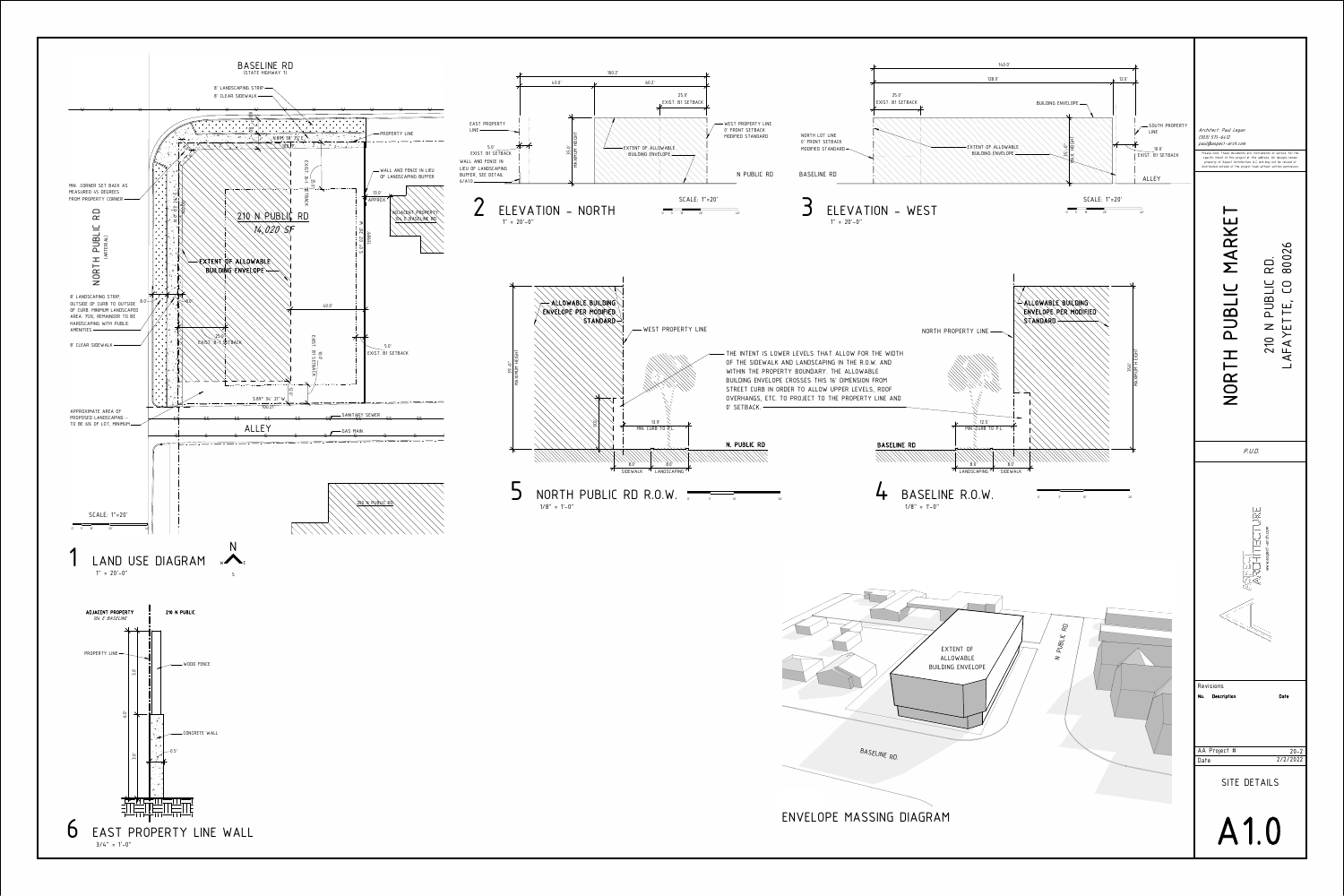# NORTH PUBLIC MARKET

210 N PUBLIC RD.
LAFAYETTE, CO 80026

P.U.D.

Architect: Paul Logan
(303) 571-4412
paul@aspect-arch.com

Please note: These documents are 'instruments of service' for the specific intent of this project at this address. All designs remain property of Aspect Architecture LLC and may not be reused or distributed outside of the project team without written permission.

ASPECT ARCHITECTURE
www.aspect-arch.com

| Revisions | | |
|---|---|---|
| No. | Description | Date |

| | |
|---|---|
| AA Project # | 20-2 |
| Date | 2/2/2022 |

SITE DETAILS

A1.0

## 1 LAND USE DIAGRAM
1" = 20'-0"

BASELINE RD
(STATE HIGHWAY 7)

8' LANDSCAPING STRIP
8' CLEAR SIDEWALK
PROPERTY LINE
S 89° 58' 25" E
EXIST. B-1 SETBACK
WALL AND FENCE IN LIEU OF LANDSCAPING BUFFER
13.0' APPROX.
ADJACENT PROPERTY 104 E BASELINE RD
MIN. CORNER SET BACK AS MEASURED 45 DEGREES FROM PROPERTY CORNER
NORTH PUBLIC RD (ARTERIAL)
210 N PUBLIC RD
14,020 SF
S 0° 02' 35" W 139.89'
EXTENT OF ALLOWABLE BUILDING ENVELOPE
8' LANDSCAPING STRIP, OUTSIDE OF CURB TO OUTSIDE OF CURB. MINIMUM LANDSCAPED AREA 75%, REMAINDER TO BE HARDSCAPING WITH PUBLIC AMENITIES
8.0'
40.0'
25.0' EXIST. B-1 SETBACK
8' CLEAR SIDEWALK
EXIST. B1 SETBACK
5.0' EXIST. B1 SETBACK
S 89° 56' 21" W 100.21'
APPROXIMATE AREA OF PROPOSED LANDSCAPING - TO BE 6% OF LOT, MINIMUM
SANITARY SEWER
ALLEY
GAS MAIN
200 N PUBLIC RD
SCALE: 1"=20'

## 2 ELEVATION - NORTH
1" = 20'-0"

100.2'
40.0'
60.2'
25.0' EXIST. B1 SETBACK
EAST PROPERTY LINE
5.0' EXIST. B1 SETBACK
WALL AND FENCE IN LIEU OF LANDSCAPING BUFFER, SEE DETAIL 6/A1.0
35'-0" MAXIMUM HEIGHT
EXTENT OF ALLOWABLE BUILDING ENVELOPE
WEST PROPERTY LINE 0' FRONT SETBACK MODIFIED STANDARD
N PUBLIC RD
SCALE: 1"=20'

## 3 ELEVATION - WEST
1" = 20'-0"

140.0'
128.0'
12.0'
25.0' EXIST. B1 SETBACK
BUILDING ENVELOPE
NORTH LOT LINE 0' FRONT SETBACK MODIFIED STANDARD
EXTENT OF ALLOWABLE BUILDING ENVELOPE
35'-0" MAX HEIGHT
SOUTH PROPERTY LINE
10.0' EXIST. B1 SETBACK
BASELINE RD
ALLEY
SCALE: 1"=20'

## 5 NORTH PUBLIC RD R.O.W.
1/8" = 1'-0"

ALLOWABLE BUILDING ENVELOPE PER MODIFIED STANDARD
WEST PROPERTY LINE
35'-0" MAXIMUM HEIGHT
THE INTENT IS LOWER LEVELS THAT ALLOW FOR THE WIDTH OF THE SIDEWALK AND LANDSCAPING IN THE R.O.W. AND WITHIN THE PROPERTY BOUNDARY. THE ALLOWABLE BUILDING ENVELOPE CROSSES THIS 16' DIMENSION FROM STREET CURB IN ORDER TO ALLOW UPPER LEVELS, ROOF OVERHANGS, ETC. TO PROJECT TO THE PROPERTY LINE AND 0' SETBACK.
13.9' MIN. CURB TO P.L.
N. PUBLIC RD
8.0' SIDEWALK
8.0' LANDSCAPING

## 4 BASELINE R.O.W.
1/8" = 1'-0"

ALLOWABLE BUILDING ENVELOPE PER MODIFIED STANDARD
NORTH PROPERTY LINE
35'-0" MAXIMUM HEIGHT
12.5' MIN. CURB TO P.L.
BASELINE RD
8.0' LANDSCAPING
8.0' SIDEWALK

## 6 EAST PROPERTY LINE WALL
3/4" = 1'-0"

ADJACENT PROPERTY 104 E BASELINE
210 N PUBLIC
PROPERTY LINE
WOOD FENCE
CONCRETE WALL
0.5'
3.0'
6.0'
3.0'

## ENVELOPE MASSING DIAGRAM

EXTENT OF ALLOWABLE BUILDING ENVELOPE
N PUBLIC RD
BASELINE RD.